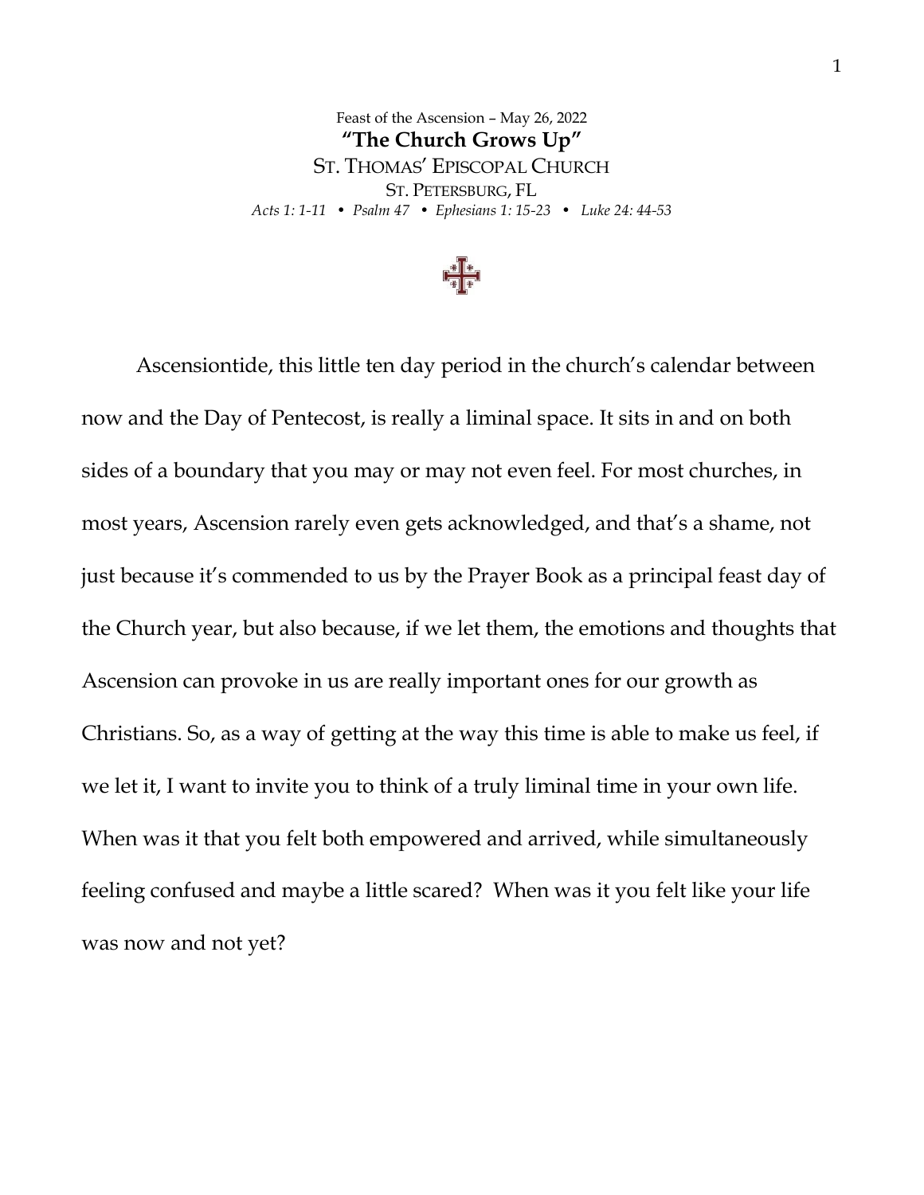Feast of the Ascension – May 26, 2022

# "The Church Grows Up"

ST. THOMAS' EPISCOPAL CHURCH

ST. PETERSBURG, FL

*Acts 1: 1-11 • Psalm 47 • Ephesians 1: 15-23 • Luke 24: 44-53*

Ascensiontide, this little ten day period in the church's calendar between now and the Day of Pentecost, is really a liminal space. It sits in and on both sides of a boundary that you may or may not even feel. For most churches, in most years, Ascension rarely even gets acknowledged, and that's a shame, not just because it's commended to us by the Prayer Book as a principal feast day of the Church year, but also because, if we let them, the emotions and thoughts that Ascension can provoke in us are really important ones for our growth as Christians. So, as a way of getting at the way this time is able to make us feel, if we let it, I want to invite you to think of a truly liminal time in your own life. When was it that you felt both empowered and arrived, while simultaneously feeling confused and maybe a little scared? When was it you felt like your life was now and not yet?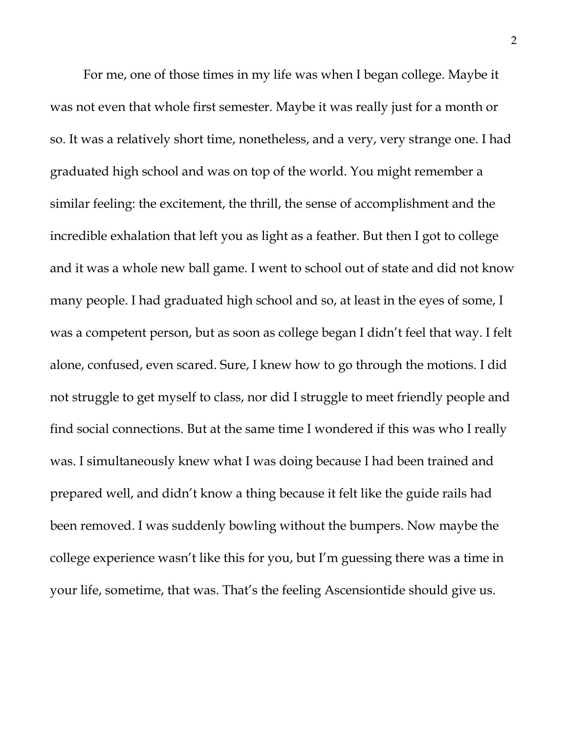For me, one of those times in my life was when I began college. Maybe it was not even that whole first semester. Maybe it was really just for a month or so. It was a relatively short time, nonetheless, and a very, very strange one. I had graduated high school and was on top of the world. You might remember a similar feeling: the excitement, the thrill, the sense of accomplishment and the incredible exhalation that left you as light as a feather. But then I got to college and it was a whole new ball game. I went to school out of state and did not know many people. I had graduated high school and so, at least in the eyes of some, I was a competent person, but as soon as college began I didn't feel that way. I felt alone, confused, even scared. Sure, I knew how to go through the motions. I did not struggle to get myself to class, nor did I struggle to meet friendly people and find social connections. But at the same time I wondered if this was who I really was. I simultaneously knew what I was doing because I had been trained and prepared well, and didn't know a thing because it felt like the guide rails had been removed. I was suddenly bowling without the bumpers. Now maybe the college experience wasn't like this for you, but I'm guessing there was a time in your life, sometime, that was. That's the feeling Ascensiontide should give us.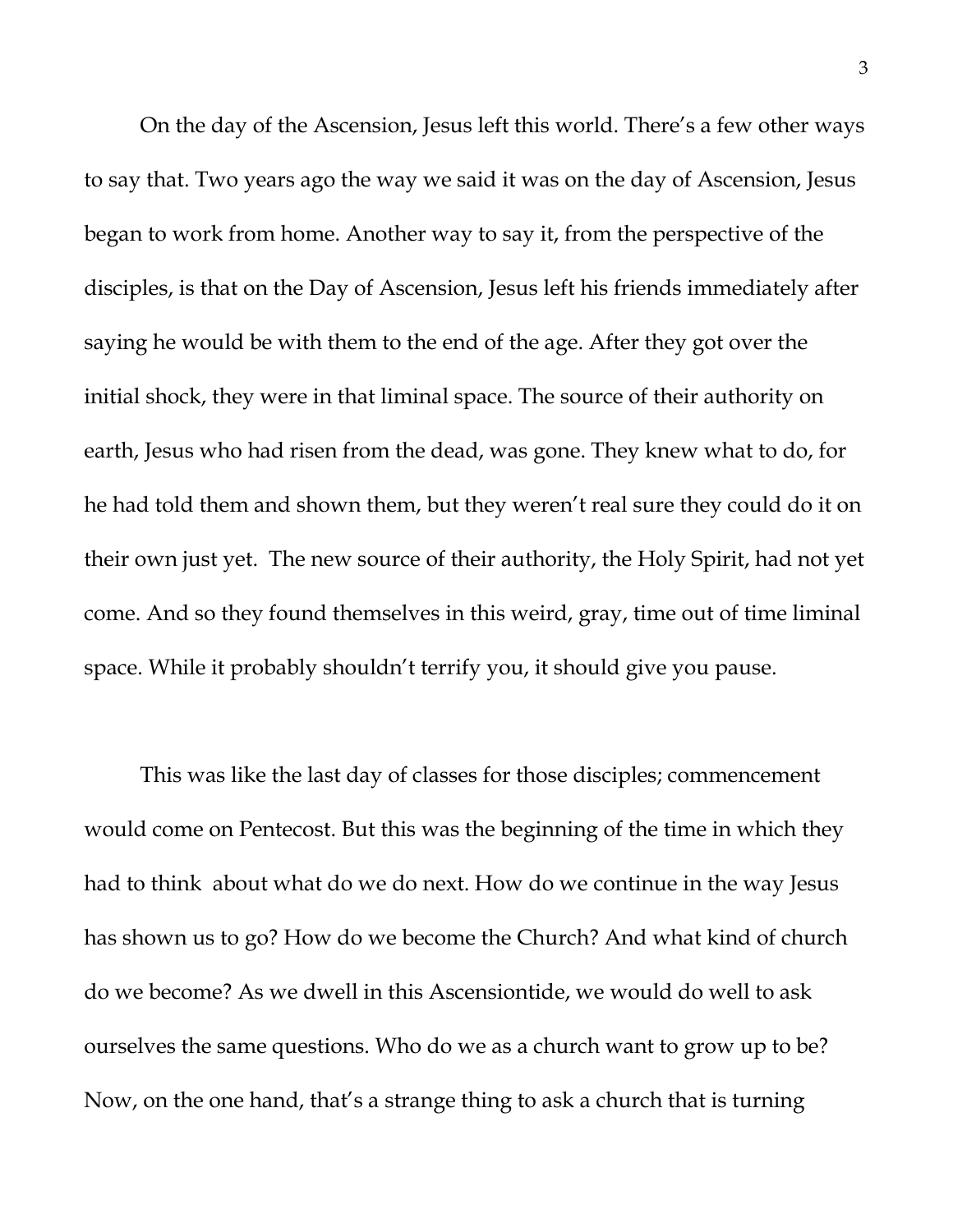On the day of the Ascension, Jesus left this world. There's a few other ways to say that. Two years ago the way we said it was on the day of Ascension, Jesus began to work from home. Another way to say it, from the perspective of the disciples, is that on the Day of Ascension, Jesus left his friends immediately after saying he would be with them to the end of the age. After they got over the initial shock, they were in that liminal space. The source of their authority on earth, Jesus who had risen from the dead, was gone. They knew what to do, for he had told them and shown them, but they weren't real sure they could do it on their own just yet. The new source of their authority, the Holy Spirit, had not yet come. And so they found themselves in this weird, gray, time out of time liminal space. While it probably shouldn't terrify you, it should give you pause.

This was like the last day of classes for those disciples; commencement would come on Pentecost. But this was the beginning of the time in which they had to think about what do we do next. How do we continue in the way Jesus has shown us to go? How do we become the Church? And what kind of church do we become? As we dwell in this Ascensiontide, we would do well to ask ourselves the same questions. Who do we as a church want to grow up to be? Now, on the one hand, that's a strange thing to ask a church that is turning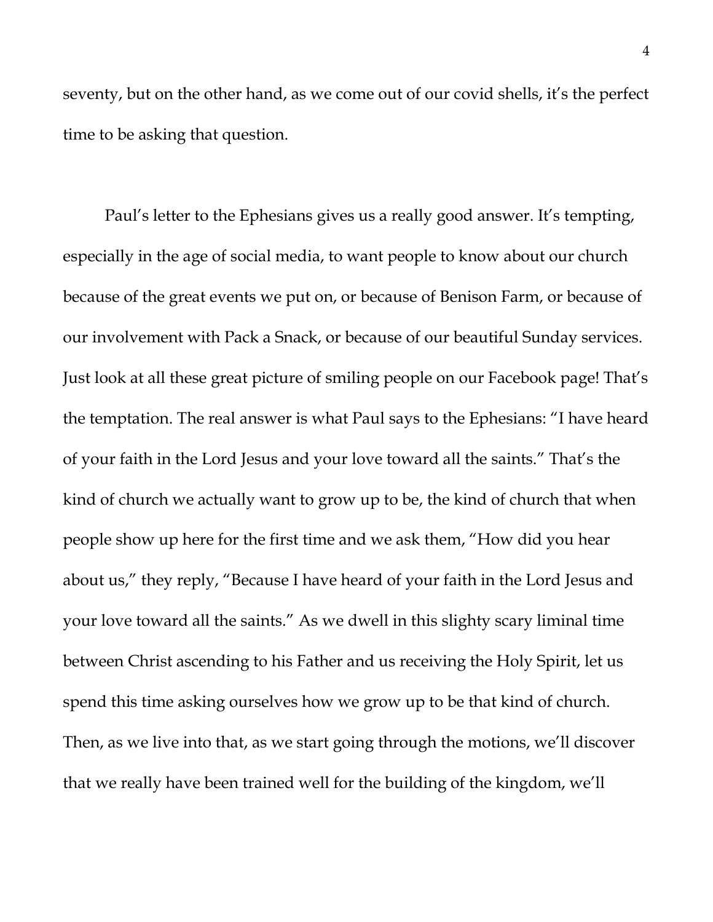seventy, but on the other hand, as we come out of our covid shells, it's the perfect time to be asking that question.

Paul's letter to the Ephesians gives us a really good answer. It's tempting, especially in the age of social media, to want people to know about our church because of the great events we put on, or because of Benison Farm, or because of our involvement with Pack a Snack, or because of our beautiful Sunday services. Just look at all these great picture of smiling people on our Facebook page! That's the temptation. The real answer is what Paul says to the Ephesians: "I have heard of your faith in the Lord Jesus and your love toward all the saints." That's the kind of church we actually want to grow up to be, the kind of church that when people show up here for the first time and we ask them, "How did you hear about us," they reply, "Because I have heard of your faith in the Lord Jesus and your love toward all the saints." As we dwell in this slighty scary liminal time between Christ ascending to his Father and us receiving the Holy Spirit, let us spend this time asking ourselves how we grow up to be that kind of church. Then, as we live into that, as we start going through the motions, we'll discover that we really have been trained well for the building of the kingdom, we'll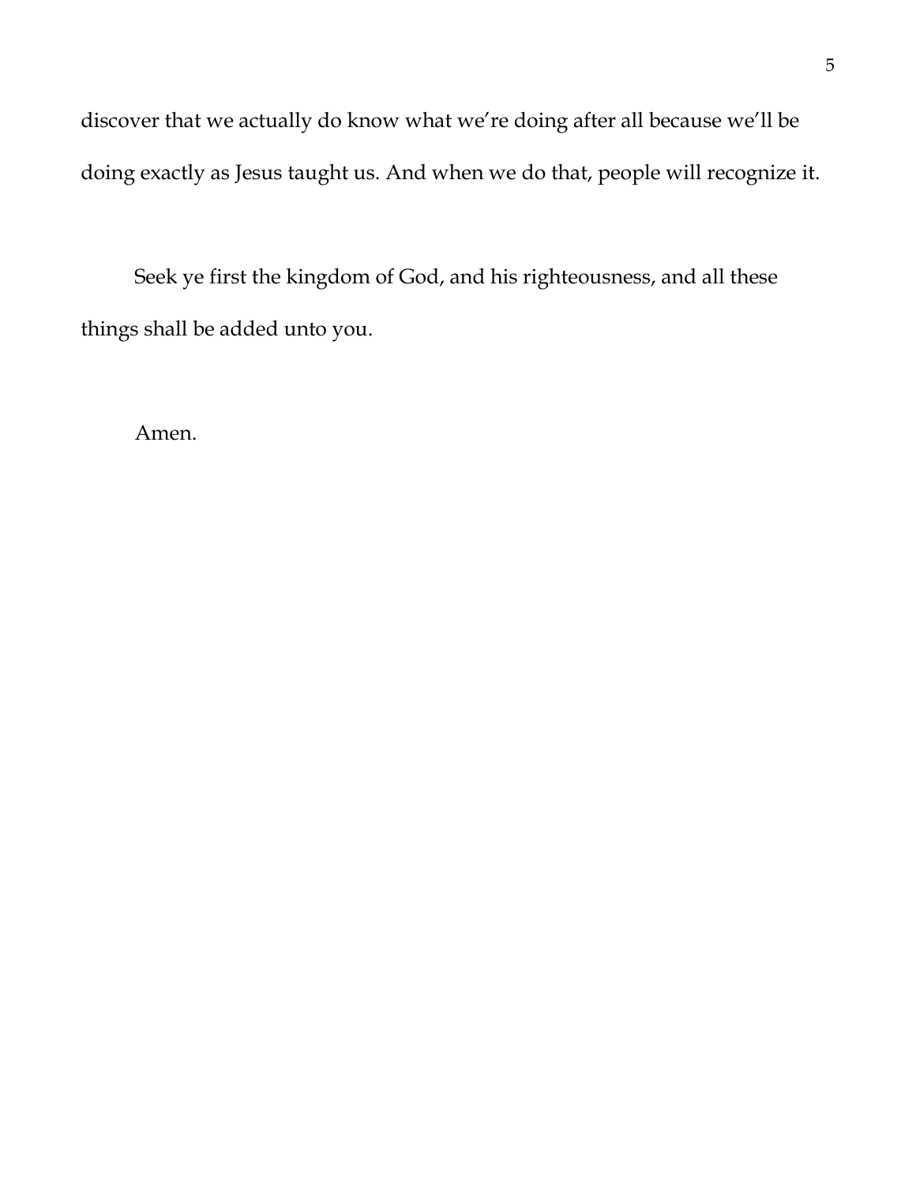discover that we actually do know what we're doing after all because we'll be doing exactly as Jesus taught us. And when we do that, people will recognize it.

Seek ye first the kingdom of God, and his righteousness, and all these things shall be added unto you.

Amen.